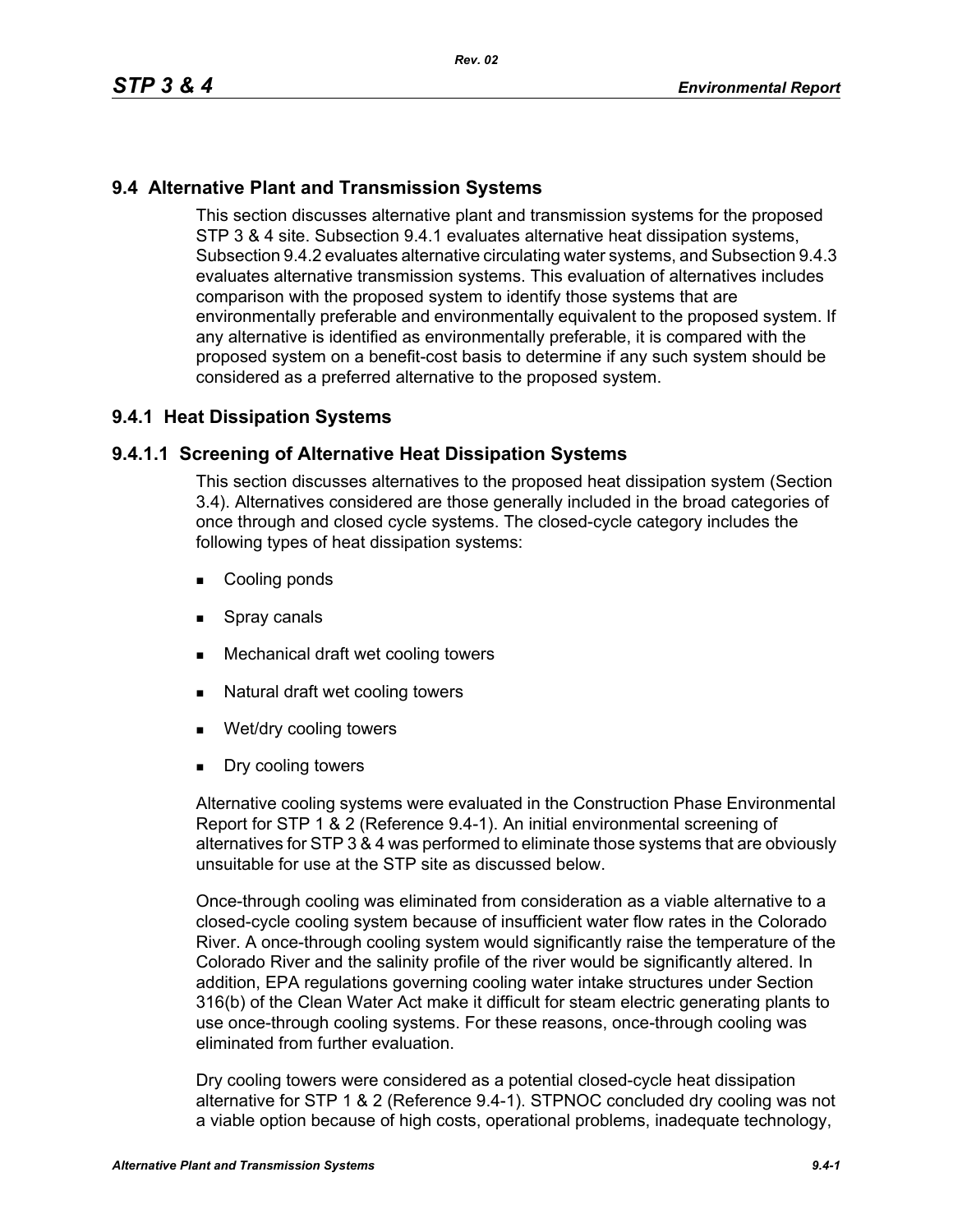## 9.4 Alternative Plant and Transmission Systems

This section discusses alternative plant and transmission systems for the proposed STP 3 & 4 site. Subsection 9.4.1 evaluates alternative heat dissipation systems, Subsection 9.4.2 evaluates alternative circulating water systems, and Subsection 9.4.3 evaluates alternative transmission systems. This evaluation of alternatives includes comparison with the proposed system to identify those systems that are environmentally preferable and environmentally equivalent to the proposed system. If any alternative is identified as environmentally preferable, it is compared with the proposed system on a benefit-cost basis to determine if any such system should be considered as a preferred alternative to the proposed system.

### 9.4.1 Heat Dissipation Systems

#### 9.4.1.1 Screening of Alternative Heat Dissipation Systems

This section discusses alternatives to the proposed heat dissipation system (Section 3.4). Alternatives considered are those generally included in the broad categories of once through and closed cycle systems. The closed-cycle category includes the following types of heat dissipation systems:

- Cooling ponds
- Spray canals
- Mechanical draft wet cooling towers
- Natural draft wet cooling towers
- Wet/dry cooling towers
- Dry cooling towers

Alternative cooling systems were evaluated in the Construction Phase Environmental Report for STP 1 & 2 (Reference 9.4-1). An initial environmental screening of alternatives for STP 3 & 4 was performed to eliminate those systems that are obviously unsuitable for use at the STP site as discussed below.

Once-through cooling was eliminated from consideration as a viable alternative to a closed-cycle cooling system because of insufficient water flow rates in the Colorado River. A once-through cooling system would significantly raise the temperature of the Colorado River and the salinity profile of the river would be significantly altered. In addition, EPA regulations governing cooling water intake structures under Section 316(b) of the Clean Water Act make it difficult for steam electric generating plants to use once-through cooling systems. For these reasons, once-through cooling was eliminated from further evaluation.

Dry cooling towers were considered as a potential closed-cycle heat dissipation alternative for STP 1 & 2 (Reference 9.4-1). STPNOC concluded dry cooling was not a viable option because of high costs, operational problems, inadequate technology,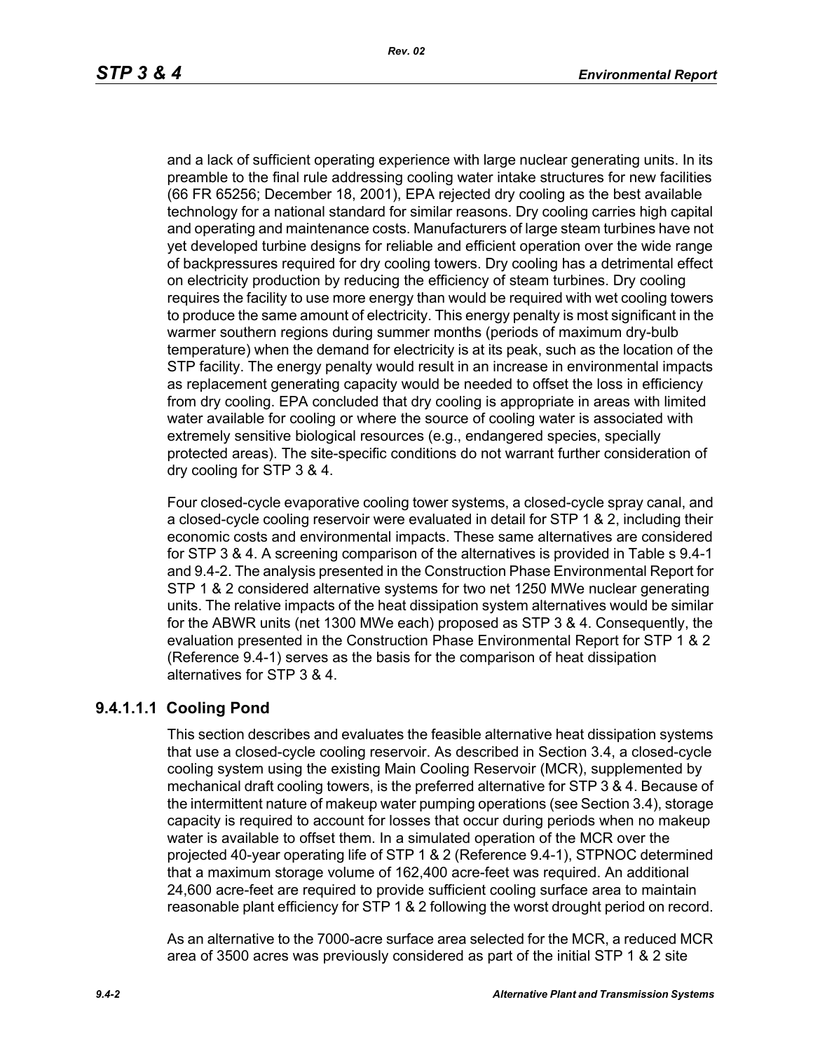and a lack of sufficient operating experience with large nuclear generating units. In its preamble to the final rule addressing cooling water intake structures for new facilities (66 FR 65256; December 18, 2001), EPA rejected dry cooling as the best available technology for a national standard for similar reasons. Dry cooling carries high capital and operating and maintenance costs. Manufacturers of large steam turbines have not yet developed turbine designs for reliable and efficient operation over the wide range of backpressures required for dry cooling towers. Dry cooling has a detrimental effect on electricity production by reducing the efficiency of steam turbines. Dry cooling requires the facility to use more energy than would be required with wet cooling towers to produce the same amount of electricity. This energy penalty is most significant in the warmer southern regions during summer months (periods of maximum dry-bulb temperature) when the demand for electricity is at its peak, such as the location of the STP facility. The energy penalty would result in an increase in environmental impacts as replacement generating capacity would be needed to offset the loss in efficiency from dry cooling. EPA concluded that dry cooling is appropriate in areas with limited water available for cooling or where the source of cooling water is associated with extremely sensitive biological resources (e.g., endangered species, specially protected areas). The site-specific conditions do not warrant further consideration of dry cooling for STP 3 & 4.

Four closed-cycle evaporative cooling tower systems, a closed-cycle spray canal, and a closed-cycle cooling reservoir were evaluated in detail for STP 1 & 2, including their economic costs and environmental impacts. These same alternatives are considered for STP 3 & 4. A screening comparison of the alternatives is provided in Table s 9.4-1 and 9.4-2. The analysis presented in the Construction Phase Environmental Report for STP 1 & 2 considered alternative systems for two net 1250 MWe nuclear generating units. The relative impacts of the heat dissipation system alternatives would be similar for the ABWR units (net 1300 MWe each) proposed as STP 3 & 4. Consequently, the evaluation presented in the Construction Phase Environmental Report for STP 1 & 2 (Reference 9.4-1) serves as the basis for the comparison of heat dissipation alternatives for STP 3 & 4.

#### 9.4.1.1.1 Cooling Pond

This section describes and evaluates the feasible alternative heat dissipation systems that use a closed-cycle cooling reservoir. As described in Section 3.4, a closed-cycle cooling system using the existing Main Cooling Reservoir (MCR), supplemented by mechanical draft cooling towers, is the preferred alternative for STP 3 & 4. Because of the intermittent nature of makeup water pumping operations (see Section 3.4), storage capacity is required to account for losses that occur during periods when no makeup water is available to offset them. In a simulated operation of the MCR over the projected 40-year operating life of STP 1 & 2 (Reference 9.4-1), STPNOC determined that a maximum storage volume of 162,400 acre-feet was required. An additional 24,600 acre-feet are required to provide sufficient cooling surface area to maintain reasonable plant efficiency for STP 1 & 2 following the worst drought period on record.

As an alternative to the 7000-acre surface area selected for the MCR, a reduced MCR area of 3500 acres was previously considered as part of the initial STP 1 & 2 site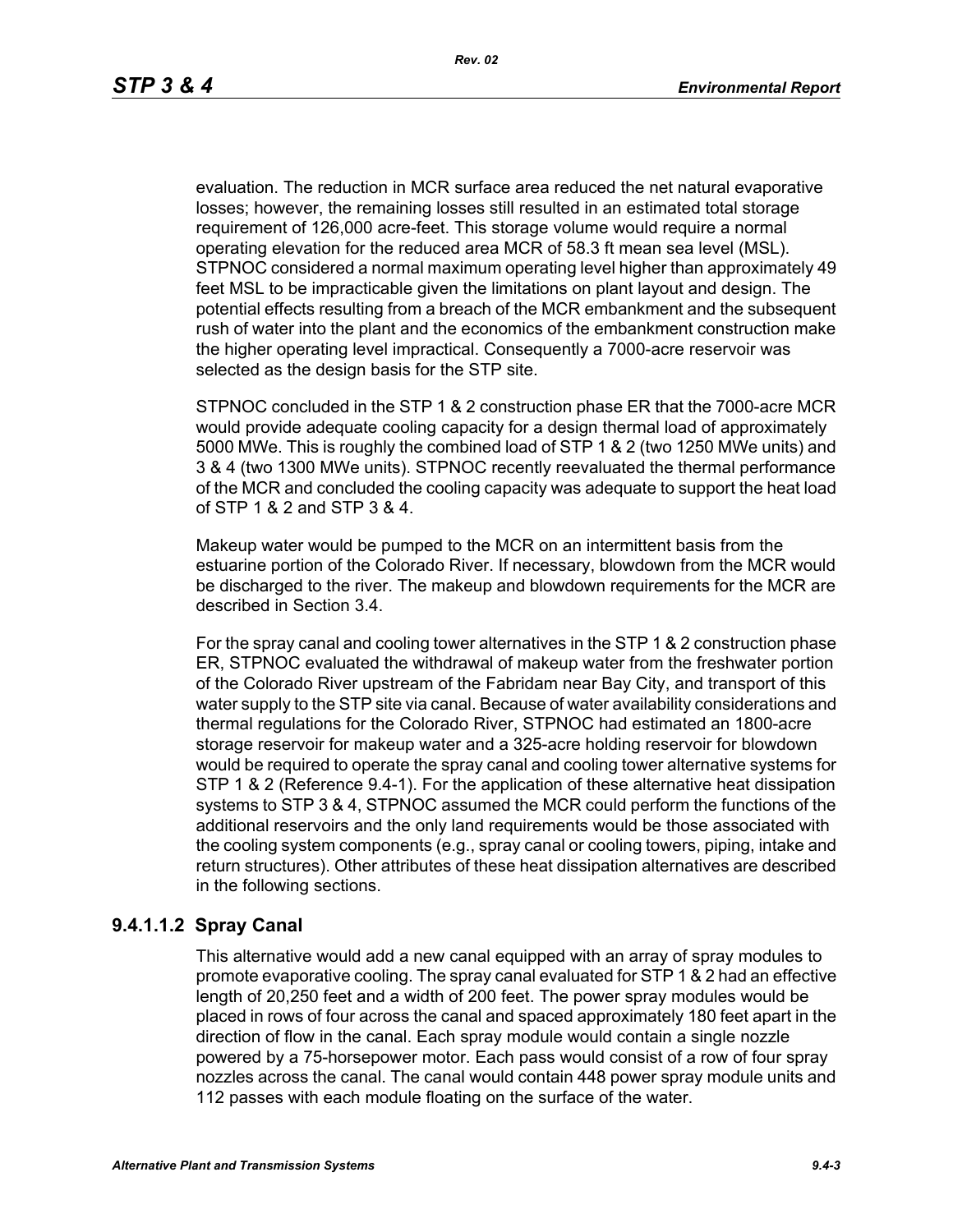evaluation. The reduction in MCR surface area reduced the net natural evaporative losses; however, the remaining losses still resulted in an estimated total storage requirement of 126,000 acre-feet. This storage volume would require a normal operating elevation for the reduced area MCR of 58.3 ft mean sea level (MSL). STPNOC considered a normal maximum operating level higher than approximately 49 feet MSL to be impracticable given the limitations on plant layout and design. The potential effects resulting from a breach of the MCR embankment and the subsequent rush of water into the plant and the economics of the embankment construction make the higher operating level impractical. Consequently a 7000-acre reservoir was selected as the design basis for the STP site.

STPNOC concluded in the STP 1 & 2 construction phase ER that the 7000-acre MCR would provide adequate cooling capacity for a design thermal load of approximately 5000 MWe. This is roughly the combined load of STP 1 & 2 (two 1250 MWe units) and 3 & 4 (two 1300 MWe units). STPNOC recently reevaluated the thermal performance of the MCR and concluded the cooling capacity was adequate to support the heat load of STP 1 & 2 and STP 3 & 4.

Makeup water would be pumped to the MCR on an intermittent basis from the estuarine portion of the Colorado River. If necessary, blowdown from the MCR would be discharged to the river. The makeup and blowdown requirements for the MCR are described in Section 3.4.

For the spray canal and cooling tower alternatives in the STP 1 & 2 construction phase ER, STPNOC evaluated the withdrawal of makeup water from the freshwater portion of the Colorado River upstream of the Fabridam near Bay City, and transport of this water supply to the STP site via canal. Because of water availability considerations and thermal regulations for the Colorado River, STPNOC had estimated an 1800-acre storage reservoir for makeup water and a 325-acre holding reservoir for blowdown would be required to operate the spray canal and cooling tower alternative systems for STP 1 & 2 (Reference 9.4-1). For the application of these alternative heat dissipation systems to STP 3 & 4, STPNOC assumed the MCR could perform the functions of the additional reservoirs and the only land requirements would be those associated with the cooling system components (e.g., spray canal or cooling towers, piping, intake and return structures). Other attributes of these heat dissipation alternatives are described in the following sections.

#### 9.4.1.1.2 Spray Canal

This alternative would add a new canal equipped with an array of spray modules to promote evaporative cooling. The spray canal evaluated for STP 1 & 2 had an effective length of 20,250 feet and a width of 200 feet. The power spray modules would be placed in rows of four across the canal and spaced approximately 180 feet apart in the direction of flow in the canal. Each spray module would contain a single nozzle powered by a 75-horsepower motor. Each pass would consist of a row of four spray nozzles across the canal. The canal would contain 448 power spray module units and 112 passes with each module floating on the surface of the water.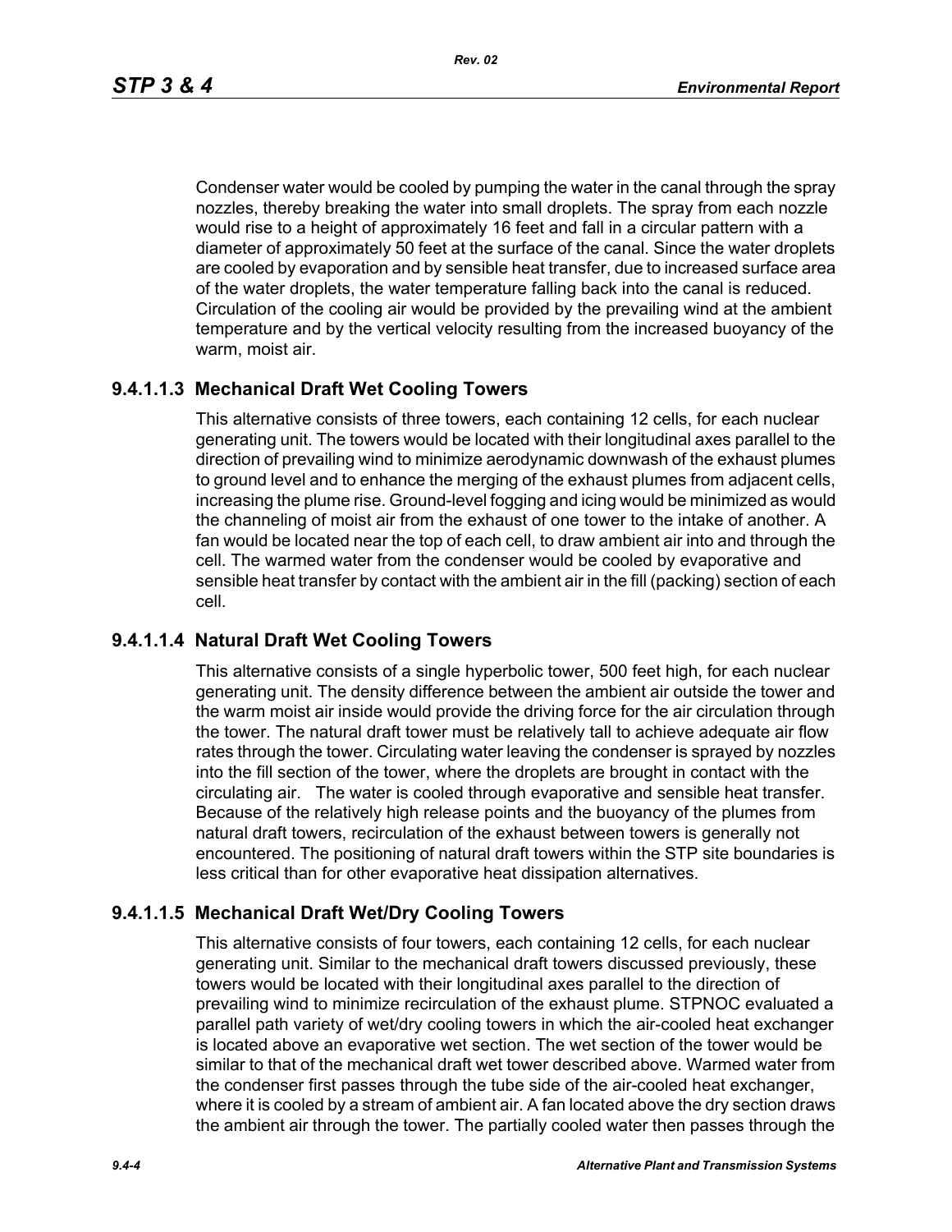Condenser water would be cooled by pumping the water in the canal through the spray nozzles, thereby breaking the water into small droplets. The spray from each nozzle would rise to a height of approximately 16 feet and fall in a circular pattern with a diameter of approximately 50 feet at the surface of the canal. Since the water droplets are cooled by evaporation and by sensible heat transfer, due to increased surface area of the water droplets, the water temperature falling back into the canal is reduced. Circulation of the cooling air would be provided by the prevailing wind at the ambient temperature and by the vertical velocity resulting from the increased buoyancy of the warm, moist air.

### 9.4.1.1.3 Mechanical Draft Wet Cooling Towers

This alternative consists of three towers, each containing 12 cells, for each nuclear generating unit. The towers would be located with their longitudinal axes parallel to the direction of prevailing wind to minimize aerodynamic downwash of the exhaust plumes to ground level and to enhance the merging of the exhaust plumes from adjacent cells, increasing the plume rise. Ground-level fogging and icing would be minimized as would the channeling of moist air from the exhaust of one tower to the intake of another. A fan would be located near the top of each cell, to draw ambient air into and through the cell. The warmed water from the condenser would be cooled by evaporative and sensible heat transfer by contact with the ambient air in the fill (packing) section of each cell.

### 9.4.1.1.4 Natural Draft Wet Cooling Towers

This alternative consists of a single hyperbolic tower, 500 feet high, for each nuclear generating unit. The density difference between the ambient air outside the tower and the warm moist air inside would provide the driving force for the air circulation through the tower. The natural draft tower must be relatively tall to achieve adequate air flow rates through the tower. Circulating water leaving the condenser is sprayed by nozzles into the fill section of the tower, where the droplets are brought in contact with the circulating air. The water is cooled through evaporative and sensible heat transfer. Because of the relatively high release points and the buoyancy of the plumes from natural draft towers, recirculation of the exhaust between towers is generally not encountered. The positioning of natural draft towers within the STP site boundaries is less critical than for other evaporative heat dissipation alternatives.

### 9.4.1.1.5 Mechanical Draft Wet/Dry Cooling Towers

This alternative consists of four towers, each containing 12 cells, for each nuclear generating unit. Similar to the mechanical draft towers discussed previously, these towers would be located with their longitudinal axes parallel to the direction of prevailing wind to minimize recirculation of the exhaust plume. STPNOC evaluated a parallel path variety of wet/dry cooling towers in which the air-cooled heat exchanger is located above an evaporative wet section. The wet section of the tower would be similar to that of the mechanical draft wet tower described above. Warmed water from the condenser first passes through the tube side of the air-cooled heat exchanger, where it is cooled by a stream of ambient air. A fan located above the dry section draws the ambient air through the tower. The partially cooled water then passes through the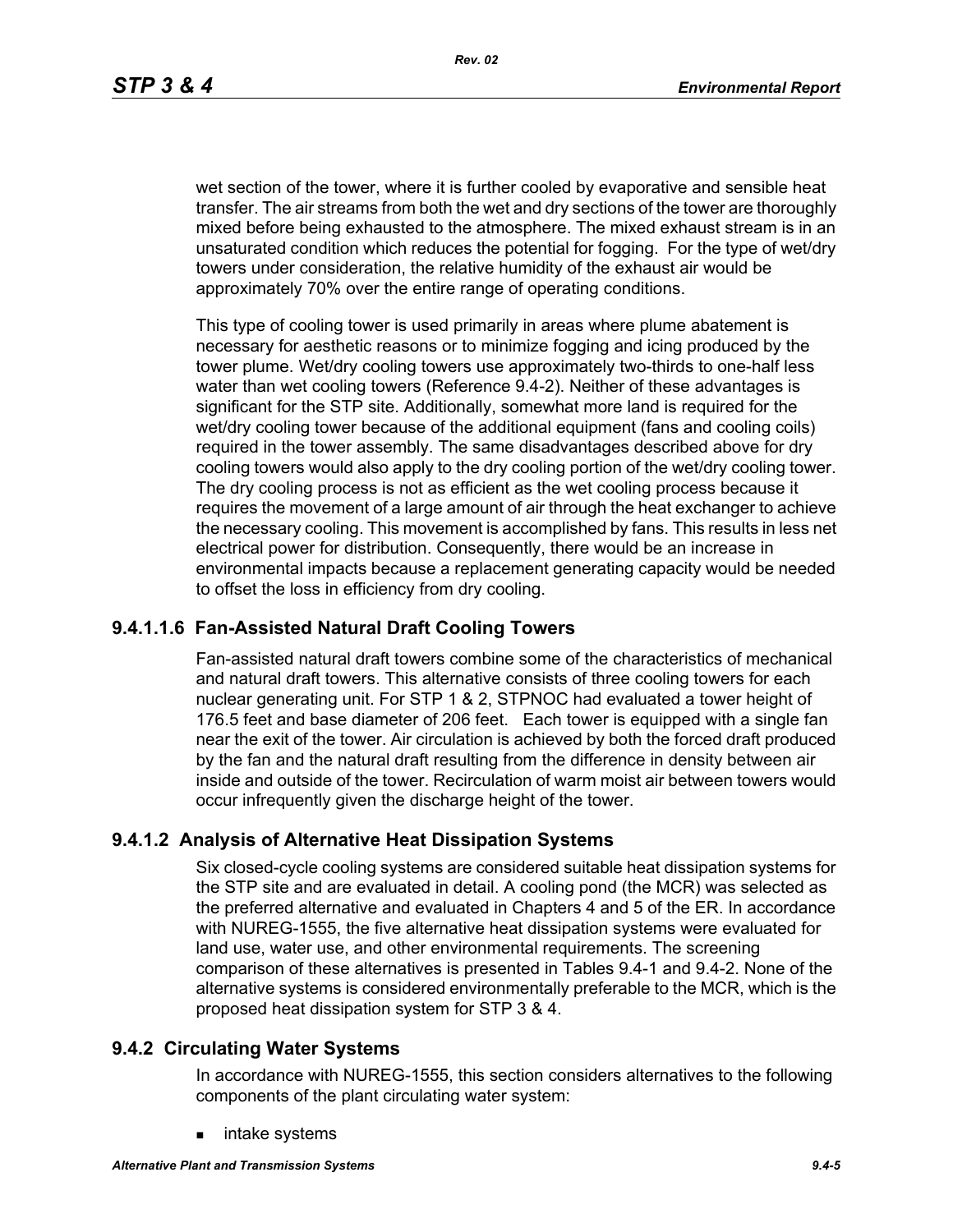wet section of the tower, where it is further cooled by evaporative and sensible heat transfer. The air streams from both the wet and dry sections of the tower are thoroughly mixed before being exhausted to the atmosphere. The mixed exhaust stream is in an unsaturated condition which reduces the potential for fogging. For the type of wet/dry towers under consideration, the relative humidity of the exhaust air would be approximately 70% over the entire range of operating conditions.

This type of cooling tower is used primarily in areas where plume abatement is necessary for aesthetic reasons or to minimize fogging and icing produced by the tower plume. Wet/dry cooling towers use approximately two-thirds to one-half less water than wet cooling towers (Reference 9.4-2). Neither of these advantages is significant for the STP site. Additionally, somewhat more land is required for the wet/dry cooling tower because of the additional equipment (fans and cooling coils) required in the tower assembly. The same disadvantages described above for dry cooling towers would also apply to the dry cooling portion of the wet/dry cooling tower. The dry cooling process is not as efficient as the wet cooling process because it requires the movement of a large amount of air through the heat exchanger to achieve the necessary cooling. This movement is accomplished by fans. This results in less net electrical power for distribution. Consequently, there would be an increase in environmental impacts because a replacement generating capacity would be needed to offset the loss in efficiency from dry cooling.

### 9.4.1.1.6 Fan-Assisted Natural Draft Cooling Towers

Fan-assisted natural draft towers combine some of the characteristics of mechanical and natural draft towers. This alternative consists of three cooling towers for each nuclear generating unit. For STP 1 & 2, STPNOC had evaluated a tower height of 176.5 feet and base diameter of 206 feet. Each tower is equipped with a single fan near the exit of the tower. Air circulation is achieved by both the forced draft produced by the fan and the natural draft resulting from the difference in density between air inside and outside of the tower. Recirculation of warm moist air between towers would occur infrequently given the discharge height of the tower.

## 9.4.1.2 Analysis of Alternative Heat Dissipation Systems

Six closed-cycle cooling systems are considered suitable heat dissipation systems for the STP site and are evaluated in detail. A cooling pond (the MCR) was selected as the preferred alternative and evaluated in Chapters 4 and 5 of the ER. In accordance with NUREG-1555, the five alternative heat dissipation systems were evaluated for land use, water use, and other environmental requirements. The screening comparison of these alternatives is presented in Tables 9.4-1 and 9.4-2. None of the alternative systems is considered environmentally preferable to the MCR, which is the proposed heat dissipation system for STP 3 & 4.

## 9.4.2 Circulating Water Systems

In accordance with NUREG-1555, this section considers alternatives to the following components of the plant circulating water system:

- intake systems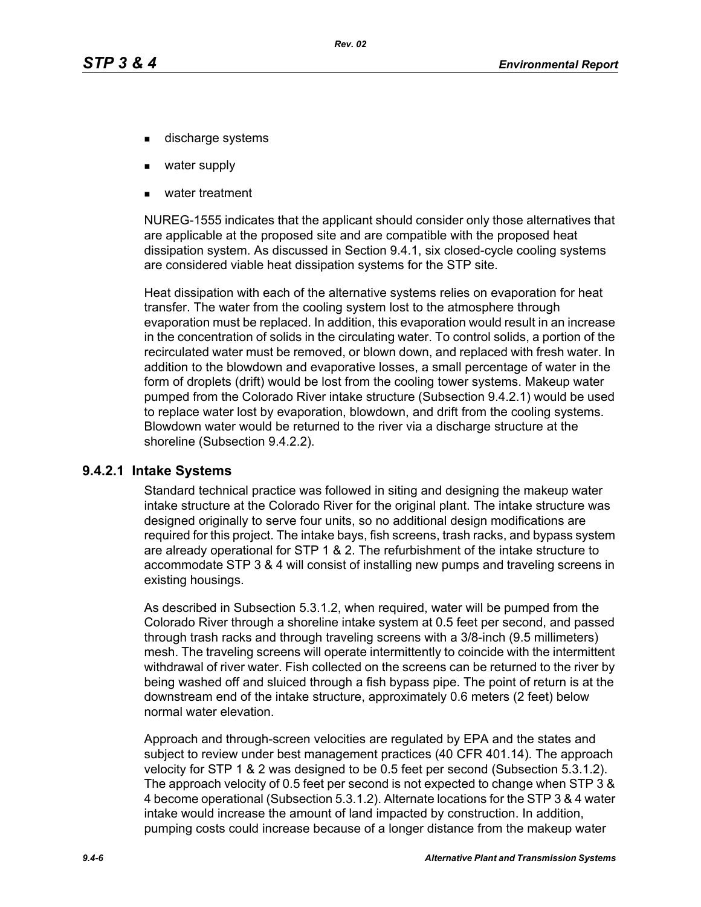- discharge systems
- water supply
- water treatment

NUREG-1555 indicates that the applicant should consider only those alternatives that are applicable at the proposed site and are compatible with the proposed heat dissipation system. As discussed in Section 9.4.1, six closed-cycle cooling systems are considered viable heat dissipation systems for the STP site.

Heat dissipation with each of the alternative systems relies on evaporation for heat transfer. The water from the cooling system lost to the atmosphere through evaporation must be replaced. In addition, this evaporation would result in an increase in the concentration of solids in the circulating water. To control solids, a portion of the recirculated water must be removed, or blown down, and replaced with fresh water. In addition to the blowdown and evaporative losses, a small percentage of water in the form of droplets (drift) would be lost from the cooling tower systems. Makeup water pumped from the Colorado River intake structure (Subsection 9.4.2.1) would be used to replace water lost by evaporation, blowdown, and drift from the cooling systems. Blowdown water would be returned to the river via a discharge structure at the shoreline (Subsection 9.4.2.2).

### 9.4.2.1 Intake Systems

Standard technical practice was followed in siting and designing the makeup water intake structure at the Colorado River for the original plant. The intake structure was designed originally to serve four units, so no additional design modifications are required for this project. The intake bays, fish screens, trash racks, and bypass system are already operational for STP 1 & 2. The refurbishment of the intake structure to accommodate STP 3 & 4 will consist of installing new pumps and traveling screens in existing housings.

As described in Subsection 5.3.1.2, when required, water will be pumped from the Colorado River through a shoreline intake system at 0.5 feet per second, and passed through trash racks and through traveling screens with a 3/8-inch (9.5 millimeters) mesh. The traveling screens will operate intermittently to coincide with the intermittent withdrawal of river water. Fish collected on the screens can be returned to the river by being washed off and sluiced through a fish bypass pipe. The point of return is at the downstream end of the intake structure, approximately 0.6 meters (2 feet) below normal water elevation.

Approach and through-screen velocities are regulated by EPA and the states and subject to review under best management practices (40 CFR 401.14). The approach velocity for STP 1 & 2 was designed to be 0.5 feet per second (Subsection 5.3.1.2). The approach velocity of 0.5 feet per second is not expected to change when STP 3 & 4 become operational (Subsection 5.3.1.2). Alternate locations for the STP 3 & 4 water intake would increase the amount of land impacted by construction. In addition, pumping costs could increase because of a longer distance from the makeup water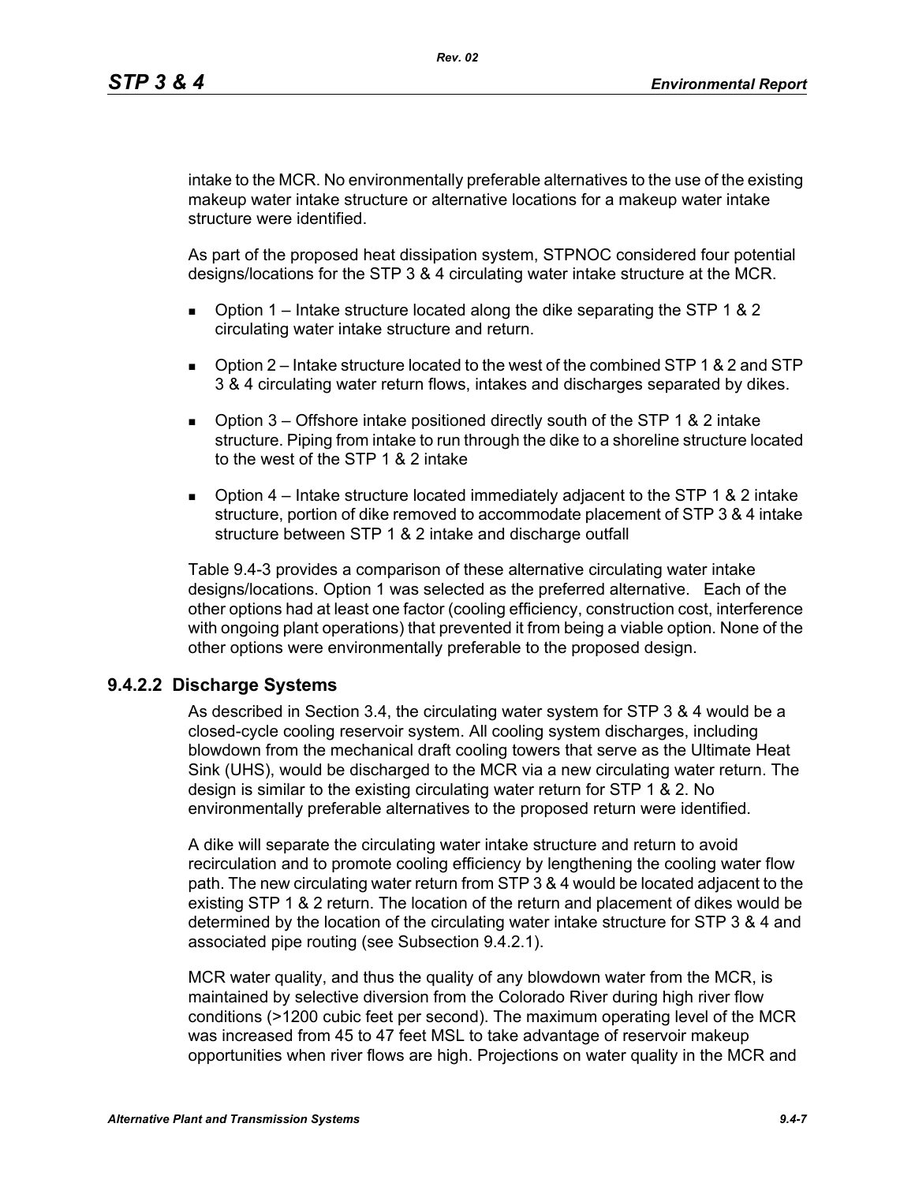intake to the MCR. No environmentally preferable alternatives to the use of the existing makeup water intake structure or alternative locations for a makeup water intake structure were identified.

As part of the proposed heat dissipation system, STPNOC considered four potential designs/locations for the STP 3 & 4 circulating water intake structure at the MCR.

- Option 1 – Intake structure located along the dike separating the STP 1 & 2 circulating water intake structure and return.
- Option 2 – Intake structure located to the west of the combined STP 1 & 2 and STP 3 & 4 circulating water return flows, intakes and discharges separated by dikes.
- Option 3 – Offshore intake positioned directly south of the STP 1 & 2 intake structure. Piping from intake to run through the dike to a shoreline structure located to the west of the STP 1 & 2 intake
- Option 4 – Intake structure located immediately adjacent to the STP 1 & 2 intake structure, portion of dike removed to accommodate placement of STP 3 & 4 intake structure between STP 1 & 2 intake and discharge outfall

Table 9.4-3 provides a comparison of these alternative circulating water intake designs/locations. Option 1 was selected as the preferred alternative. Each of the other options had at least one factor (cooling efficiency, construction cost, interference with ongoing plant operations) that prevented it from being a viable option. None of the other options were environmentally preferable to the proposed design.

### 9.4.2.2 Discharge Systems

As described in Section 3.4, the circulating water system for STP 3 & 4 would be a closed-cycle cooling reservoir system. All cooling system discharges, including blowdown from the mechanical draft cooling towers that serve as the Ultimate Heat Sink (UHS), would be discharged to the MCR via a new circulating water return. The design is similar to the existing circulating water return for STP 1 & 2. No environmentally preferable alternatives to the proposed return were identified.

A dike will separate the circulating water intake structure and return to avoid recirculation and to promote cooling efficiency by lengthening the cooling water flow path. The new circulating water return from STP 3 & 4 would be located adjacent to the existing STP 1 & 2 return. The location of the return and placement of dikes would be determined by the location of the circulating water intake structure for STP 3 & 4 and associated pipe routing (see Subsection 9.4.2.1).

MCR water quality, and thus the quality of any blowdown water from the MCR, is maintained by selective diversion from the Colorado River during high river flow conditions (>1200 cubic feet per second). The maximum operating level of the MCR was increased from 45 to 47 feet MSL to take advantage of reservoir makeup opportunities when river flows are high. Projections on water quality in the MCR and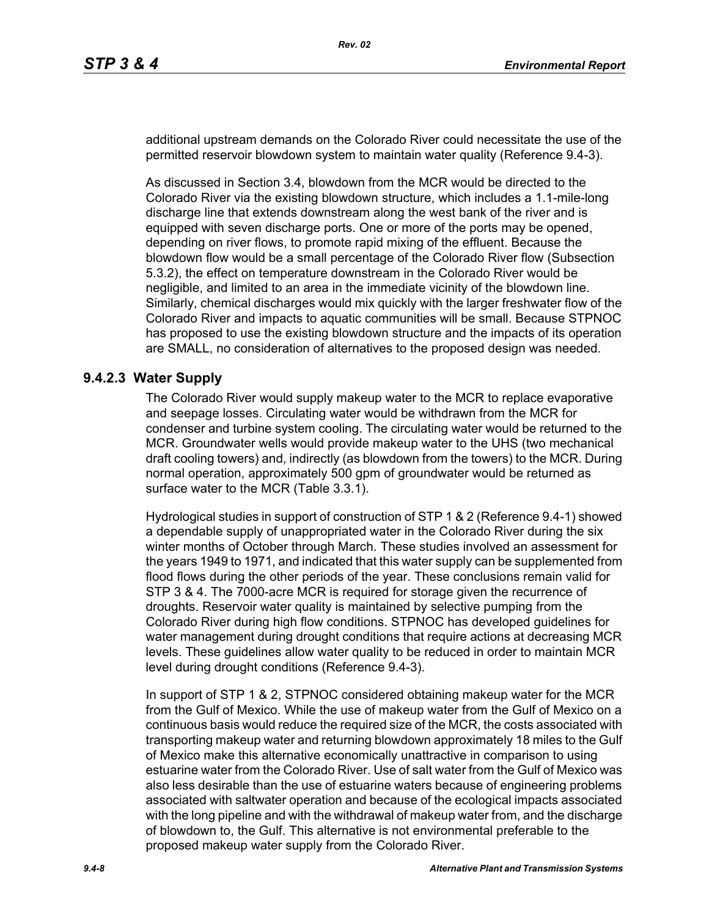additional upstream demands on the Colorado River could necessitate the use of the permitted reservoir blowdown system to maintain water quality (Reference 9.4-3).

As discussed in Section 3.4, blowdown from the MCR would be directed to the Colorado River via the existing blowdown structure, which includes a 1.1-mile-long discharge line that extends downstream along the west bank of the river and is equipped with seven discharge ports. One or more of the ports may be opened, depending on river flows, to promote rapid mixing of the effluent. Because the blowdown flow would be a small percentage of the Colorado River flow (Subsection 5.3.2), the effect on temperature downstream in the Colorado River would be negligible, and limited to an area in the immediate vicinity of the blowdown line. Similarly, chemical discharges would mix quickly with the larger freshwater flow of the Colorado River and impacts to aquatic communities will be small. Because STPNOC has proposed to use the existing blowdown structure and the impacts of its operation are SMALL, no consideration of alternatives to the proposed design was needed.

### 9.4.2.3 Water Supply

The Colorado River would supply makeup water to the MCR to replace evaporative and seepage losses. Circulating water would be withdrawn from the MCR for condenser and turbine system cooling. The circulating water would be returned to the MCR. Groundwater wells would provide makeup water to the UHS (two mechanical draft cooling towers) and, indirectly (as blowdown from the towers) to the MCR. During normal operation, approximately 500 gpm of groundwater would be returned as surface water to the MCR (Table 3.3.1).

Hydrological studies in support of construction of STP 1 & 2 (Reference 9.4-1) showed a dependable supply of unappropriated water in the Colorado River during the six winter months of October through March. These studies involved an assessment for the years 1949 to 1971, and indicated that this water supply can be supplemented from flood flows during the other periods of the year. These conclusions remain valid for STP 3 & 4. The 7000-acre MCR is required for storage given the recurrence of droughts. Reservoir water quality is maintained by selective pumping from the Colorado River during high flow conditions. STPNOC has developed guidelines for water management during drought conditions that require actions at decreasing MCR levels. These guidelines allow water quality to be reduced in order to maintain MCR level during drought conditions (Reference 9.4-3).

In support of STP 1 & 2, STPNOC considered obtaining makeup water for the MCR from the Gulf of Mexico. While the use of makeup water from the Gulf of Mexico on a continuous basis would reduce the required size of the MCR, the costs associated with transporting makeup water and returning blowdown approximately 18 miles to the Gulf of Mexico make this alternative economically unattractive in comparison to using estuarine water from the Colorado River. Use of salt water from the Gulf of Mexico was also less desirable than the use of estuarine waters because of engineering problems associated with saltwater operation and because of the ecological impacts associated with the long pipeline and with the withdrawal of makeup water from, and the discharge of blowdown to, the Gulf. This alternative is not environmental preferable to the proposed makeup water supply from the Colorado River.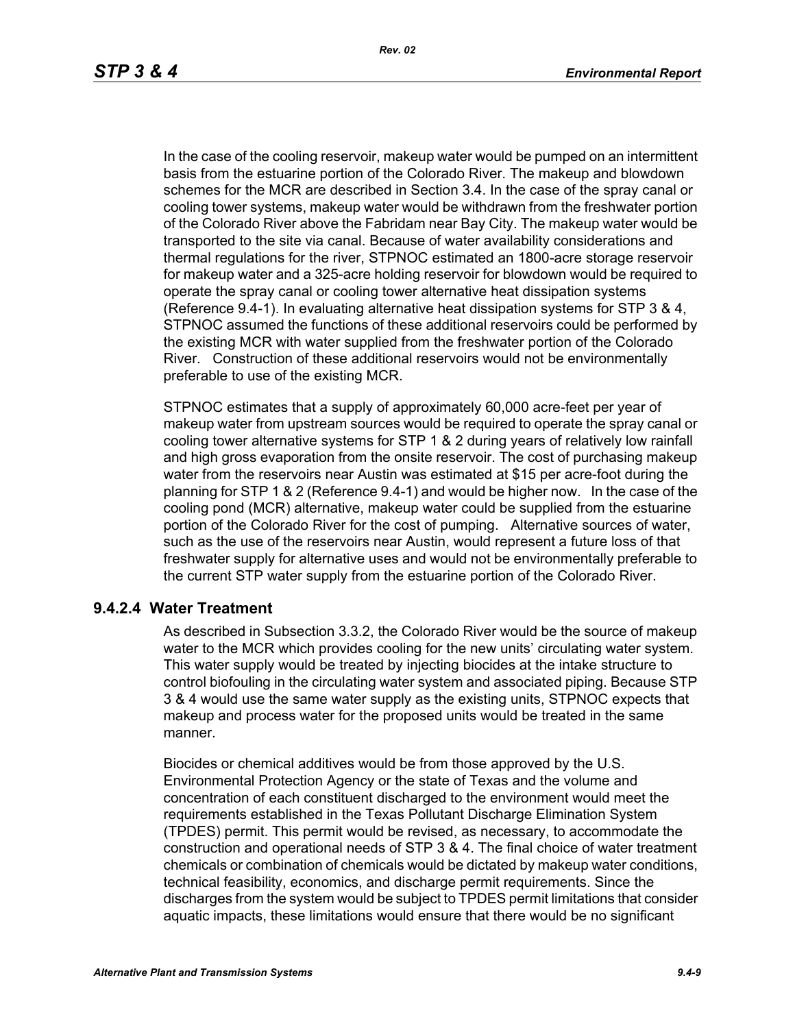In the case of the cooling reservoir, makeup water would be pumped on an intermittent basis from the estuarine portion of the Colorado River. The makeup and blowdown schemes for the MCR are described in Section 3.4. In the case of the spray canal or cooling tower systems, makeup water would be withdrawn from the freshwater portion of the Colorado River above the Fabridam near Bay City. The makeup water would be transported to the site via canal. Because of water availability considerations and thermal regulations for the river, STPNOC estimated an 1800-acre storage reservoir for makeup water and a 325-acre holding reservoir for blowdown would be required to operate the spray canal or cooling tower alternative heat dissipation systems (Reference 9.4-1). In evaluating alternative heat dissipation systems for STP 3 & 4, STPNOC assumed the functions of these additional reservoirs could be performed by the existing MCR with water supplied from the freshwater portion of the Colorado River. Construction of these additional reservoirs would not be environmentally preferable to use of the existing MCR.

STPNOC estimates that a supply of approximately 60,000 acre-feet per year of makeup water from upstream sources would be required to operate the spray canal or cooling tower alternative systems for STP 1 & 2 during years of relatively low rainfall and high gross evaporation from the onsite reservoir. The cost of purchasing makeup water from the reservoirs near Austin was estimated at $15 per acre-foot during the planning for STP 1 & 2 (Reference 9.4-1) and would be higher now. In the case of the cooling pond (MCR) alternative, makeup water could be supplied from the estuarine portion of the Colorado River for the cost of pumping. Alternative sources of water, such as the use of the reservoirs near Austin, would represent a future loss of that freshwater supply for alternative uses and would not be environmentally preferable to the current STP water supply from the estuarine portion of the Colorado River.

### 9.4.2.4 Water Treatment

As described in Subsection 3.3.2, the Colorado River would be the source of makeup water to the MCR which provides cooling for the new units' circulating water system. This water supply would be treated by injecting biocides at the intake structure to control biofouling in the circulating water system and associated piping. Because STP 3 & 4 would use the same water supply as the existing units, STPNOC expects that makeup and process water for the proposed units would be treated in the same manner.

Biocides or chemical additives would be from those approved by the U.S. Environmental Protection Agency or the state of Texas and the volume and concentration of each constituent discharged to the environment would meet the requirements established in the Texas Pollutant Discharge Elimination System (TPDES) permit. This permit would be revised, as necessary, to accommodate the construction and operational needs of STP 3 & 4. The final choice of water treatment chemicals or combination of chemicals would be dictated by makeup water conditions, technical feasibility, economics, and discharge permit requirements. Since the discharges from the system would be subject to TPDES permit limitations that consider aquatic impacts, these limitations would ensure that there would be no significant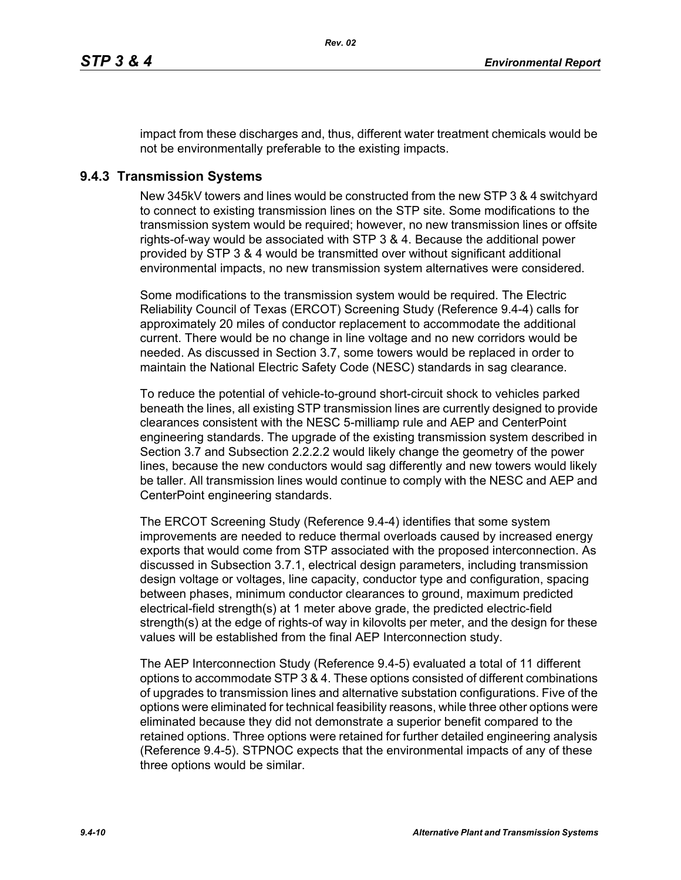impact from these discharges and, thus, different water treatment chemicals would be not be environmentally preferable to the existing impacts.

### 9.4.3 Transmission Systems

New 345kV towers and lines would be constructed from the new STP 3 & 4 switchyard to connect to existing transmission lines on the STP site. Some modifications to the transmission system would be required; however, no new transmission lines or offsite rights-of-way would be associated with STP 3 & 4. Because the additional power provided by STP 3 & 4 would be transmitted over without significant additional environmental impacts, no new transmission system alternatives were considered.

Some modifications to the transmission system would be required. The Electric Reliability Council of Texas (ERCOT) Screening Study (Reference 9.4-4) calls for approximately 20 miles of conductor replacement to accommodate the additional current. There would be no change in line voltage and no new corridors would be needed. As discussed in Section 3.7, some towers would be replaced in order to maintain the National Electric Safety Code (NESC) standards in sag clearance.

To reduce the potential of vehicle-to-ground short-circuit shock to vehicles parked beneath the lines, all existing STP transmission lines are currently designed to provide clearances consistent with the NESC 5-milliamp rule and AEP and CenterPoint engineering standards. The upgrade of the existing transmission system described in Section 3.7 and Subsection 2.2.2.2 would likely change the geometry of the power lines, because the new conductors would sag differently and new towers would likely be taller. All transmission lines would continue to comply with the NESC and AEP and CenterPoint engineering standards.

The ERCOT Screening Study (Reference 9.4-4) identifies that some system improvements are needed to reduce thermal overloads caused by increased energy exports that would come from STP associated with the proposed interconnection. As discussed in Subsection 3.7.1, electrical design parameters, including transmission design voltage or voltages, line capacity, conductor type and configuration, spacing between phases, minimum conductor clearances to ground, maximum predicted electrical-field strength(s) at 1 meter above grade, the predicted electric-field strength(s) at the edge of rights-of way in kilovolts per meter, and the design for these values will be established from the final AEP Interconnection study.

The AEP Interconnection Study (Reference 9.4-5) evaluated a total of 11 different options to accommodate STP 3 & 4. These options consisted of different combinations of upgrades to transmission lines and alternative substation configurations. Five of the options were eliminated for technical feasibility reasons, while three other options were eliminated because they did not demonstrate a superior benefit compared to the retained options. Three options were retained for further detailed engineering analysis (Reference 9.4-5). STPNOC expects that the environmental impacts of any of these three options would be similar.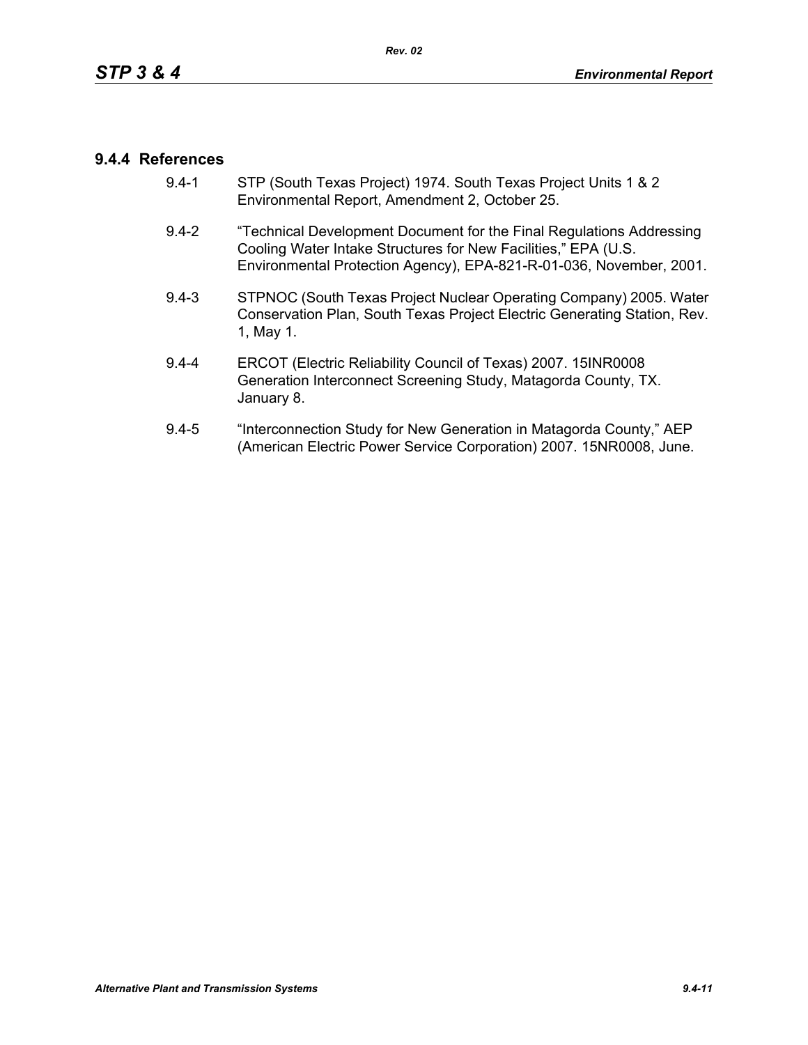### 9.4.4 References

9.4-1 STP (South Texas Project) 1974. South Texas Project Units 1 & 2 Environmental Report, Amendment 2, October 25.

9.4-2 "Technical Development Document for the Final Regulations Addressing Cooling Water Intake Structures for New Facilities," EPA (U.S. Environmental Protection Agency), EPA-821-R-01-036, November, 2001.

9.4-3 STPNOC (South Texas Project Nuclear Operating Company) 2005. Water Conservation Plan, South Texas Project Electric Generating Station, Rev. 1, May 1.

9.4-4 ERCOT (Electric Reliability Council of Texas) 2007. 15INR0008 Generation Interconnect Screening Study, Matagorda County, TX. January 8.

9.4-5 "Interconnection Study for New Generation in Matagorda County," AEP (American Electric Power Service Corporation) 2007. 15NR0008, June.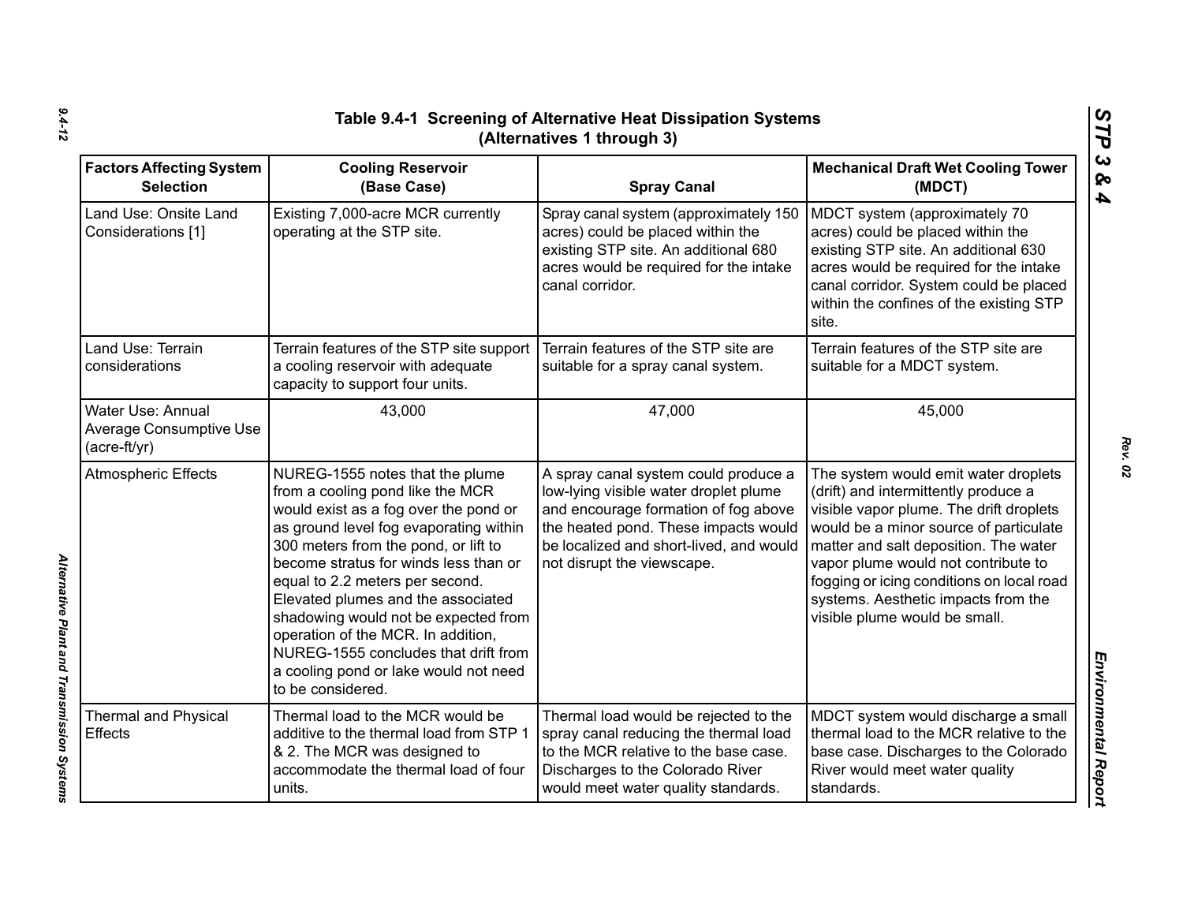# Table 9.4-1 Screening of Alternative Heat Dissipation Systems (Alternatives 1 through 3)

| Factors Affecting System Selection | Cooling Reservoir (Base Case) | Spray Canal | Mechanical Draft Wet Cooling Tower (MDCT) |
|---|---|---|---|
| Land Use: Onsite Land Considerations [1] | Existing 7,000-acre MCR currently operating at the STP site. | Spray canal system (approximately 150 acres) could be placed within the existing STP site. An additional 680 acres would be required for the intake canal corridor. | MDCT system (approximately 70 acres) could be placed within the existing STP site. An additional 630 acres would be required for the intake canal corridor. System could be placed within the confines of the existing STP site. |
| Land Use: Terrain considerations | Terrain features of the STP site support a cooling reservoir with adequate capacity to support four units. | Terrain features of the STP site are suitable for a spray canal system. | Terrain features of the STP site are suitable for a MDCT system. |
| Water Use: Annual Average Consumptive Use (acre-ft/yr) | 43,000 | 47,000 | 45,000 |
| Atmospheric Effects | NUREG-1555 notes that the plume from a cooling pond like the MCR would exist as a fog over the pond or as ground level fog evaporating within 300 meters from the pond, or lift to become stratus for winds less than or equal to 2.2 meters per second. Elevated plumes and the associated shadowing would not be expected from operation of the MCR. In addition, NUREG-1555 concludes that drift from a cooling pond or lake would not need to be considered. | A spray canal system could produce a low-lying visible water droplet plume and encourage formation of fog above the heated pond. These impacts would be localized and short-lived, and would not disrupt the viewscape. | The system would emit water droplets (drift) and intermittently produce a visible vapor plume. The drift droplets would be a minor source of particulate matter and salt deposition. The water vapor plume would not contribute to fogging or icing conditions on local road systems. Aesthetic impacts from the visible plume would be small. |
| Thermal and Physical Effects | Thermal load to the MCR would be additive to the thermal load from STP 1 & 2. The MCR was designed to accommodate the thermal load of four units. | Thermal load would be rejected to the spray canal reducing the thermal load to the MCR relative to the base case. Discharges to the Colorado River would meet water quality standards. | MDCT system would discharge a small thermal load to the MCR relative to the base case. Discharges to the Colorado River would meet water quality standards. |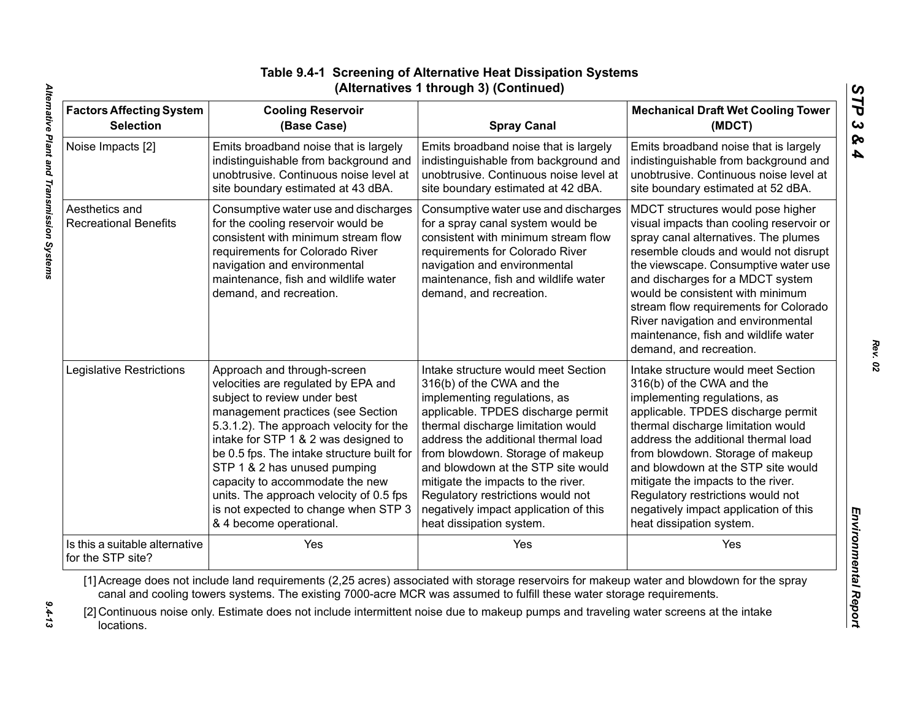# Table 9.4-1 Screening of Alternative Heat Dissipation Systems (Alternatives 1 through 3) (Continued)

| Factors Affecting System Selection | Cooling Reservoir (Base Case) | Spray Canal | Mechanical Draft Wet Cooling Tower (MDCT) |
|---|---|---|---|
| Noise Impacts [2] | Emits broadband noise that is largely indistinguishable from background and unobtrusive. Continuous noise level at site boundary estimated at 43 dBA. | Emits broadband noise that is largely indistinguishable from background and unobtrusive. Continuous noise level at site boundary estimated at 42 dBA. | Emits broadband noise that is largely indistinguishable from background and unobtrusive. Continuous noise level at site boundary estimated at 52 dBA. |
| Aesthetics and Recreational Benefits | Consumptive water use and discharges for the cooling reservoir would be consistent with minimum stream flow requirements for Colorado River navigation and environmental maintenance, fish and wildlife water demand, and recreation. | Consumptive water use and discharges for a spray canal system would be consistent with minimum stream flow requirements for Colorado River navigation and environmental maintenance, fish and wildlife water demand, and recreation. | MDCT structures would pose higher visual impacts than cooling reservoir or spray canal alternatives. The plumes resemble clouds and would not disrupt the viewscape. Consumptive water use and discharges for a MDCT system would be consistent with minimum stream flow requirements for Colorado River navigation and environmental maintenance, fish and wildlife water demand, and recreation. |
| Legislative Restrictions | Approach and through-screen velocities are regulated by EPA and subject to review under best management practices (see Section 5.3.1.2). The approach velocity for the intake for STP 1 & 2 was designed to be 0.5 fps. The intake structure built for STP 1 & 2 has unused pumping capacity to accommodate the new units. The approach velocity of 0.5 fps is not expected to change when STP 3 & 4 become operational. | Intake structure would meet Section 316(b) of the CWA and the implementing regulations, as applicable. TPDES discharge permit thermal discharge limitation would address the additional thermal load from blowdown. Storage of makeup and blowdown at the STP site would mitigate the impacts to the river. Regulatory restrictions would not negatively impact application of this heat dissipation system. | Intake structure would meet Section 316(b) of the CWA and the implementing regulations, as applicable. TPDES discharge permit thermal discharge limitation would address the additional thermal load from blowdown. Storage of makeup and blowdown at the STP site would mitigate the impacts to the river. Regulatory restrictions would not negatively impact application of this heat dissipation system. |
| Is this a suitable alternative for the STP site? | Yes | Yes | Yes |

[1] Acreage does not include land requirements (2,25 acres) associated with storage reservoirs for makeup water and blowdown for the spray canal and cooling towers systems. The existing 7000-acre MCR was assumed to fulfill these water storage requirements.

[2] Continuous noise only. Estimate does not include intermittent noise due to makeup pumps and traveling water screens at the intake locations.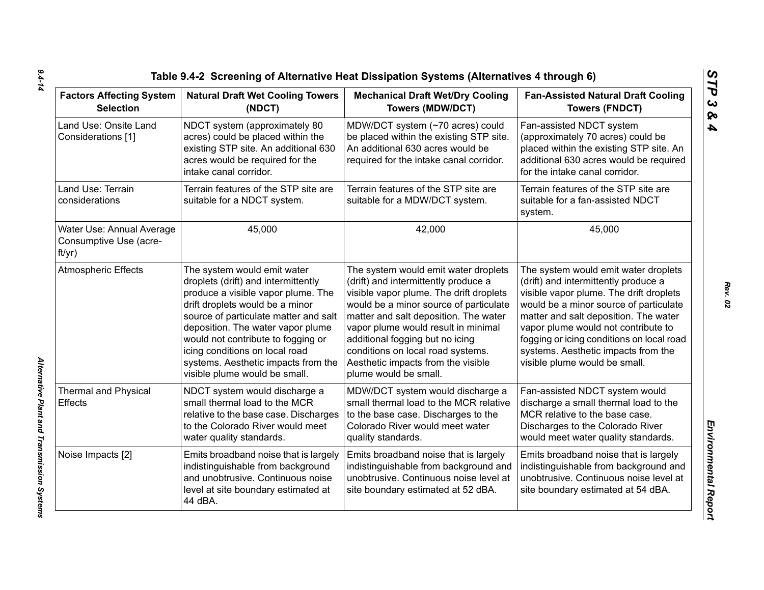# Table 9.4-2 Screening of Alternative Heat Dissipation Systems (Alternatives 4 through 6)

| Factors Affecting System Selection | Natural Draft Wet Cooling Towers (NDCT) | Mechanical Draft Wet/Dry Cooling Towers (MDW/DCT) | Fan-Assisted Natural Draft Cooling Towers (FNDCT) |
|---|---|---|---|
| Land Use: Onsite Land Considerations [1] | NDCT system (approximately 80 acres) could be placed within the existing STP site. An additional 630 acres would be required for the intake canal corridor. | MDW/DCT system (~70 acres) could be placed within the existing STP site. An additional 630 acres would be required for the intake canal corridor. | Fan-assisted NDCT system (approximately 70 acres) could be placed within the existing STP site. An additional 630 acres would be required for the intake canal corridor. |
| Land Use: Terrain considerations | Terrain features of the STP site are suitable for a NDCT system. | Terrain features of the STP site are suitable for a MDW/DCT system. | Terrain features of the STP site are suitable for a fan-assisted NDCT system. |
| Water Use: Annual Average Consumptive Use (acre-ft/yr) | 45,000 | 42,000 | 45,000 |
| Atmospheric Effects | The system would emit water droplets (drift) and intermittently produce a visible vapor plume. The drift droplets would be a minor source of particulate matter and salt deposition. The water vapor plume would not contribute to fogging or icing conditions on local road systems. Aesthetic impacts from the visible plume would be small. | The system would emit water droplets (drift) and intermittently produce a visible vapor plume. The drift droplets would be a minor source of particulate matter and salt deposition. The water vapor plume would result in minimal additional fogging but no icing conditions on local road systems. Aesthetic impacts from the visible plume would be small. | The system would emit water droplets (drift) and intermittently produce a visible vapor plume. The drift droplets would be a minor source of particulate matter and salt deposition. The water vapor plume would not contribute to fogging or icing conditions on local road systems. Aesthetic impacts from the visible plume would be small. |
| Thermal and Physical Effects | NDCT system would discharge a small thermal load to the MCR relative to the base case. Discharges to the Colorado River would meet water quality standards. | MDW/DCT system would discharge a small thermal load to the MCR relative to the base case. Discharges to the Colorado River would meet water quality standards. | Fan-assisted NDCT system would discharge a small thermal load to the MCR relative to the base case. Discharges to the Colorado River would meet water quality standards. |
| Noise Impacts [2] | Emits broadband noise that is largely indistinguishable from background and unobtrusive. Continuous noise level at site boundary estimated at 44 dBA. | Emits broadband noise that is largely indistinguishable from background and unobtrusive. Continuous noise level at site boundary estimated at 52 dBA. | Emits broadband noise that is largely indistinguishable from background and unobtrusive. Continuous noise level at site boundary estimated at 54 dBA. |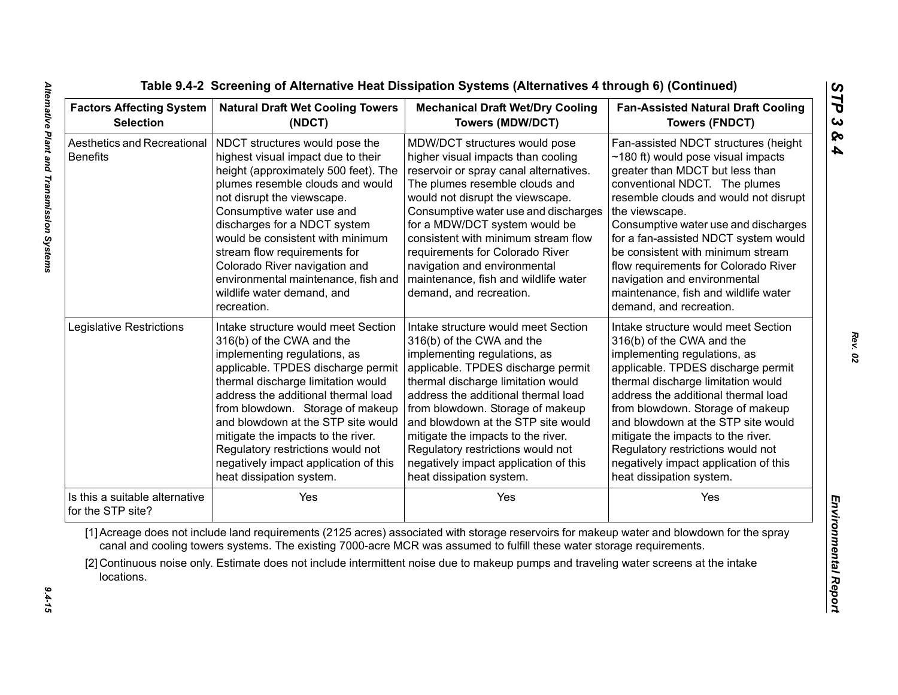**Table 9.4-2 Screening of Alternative Heat Dissipation Systems (Alternatives 4 through 6) (Continued)**

| Factors Affecting System Selection | Natural Draft Wet Cooling Towers (NDCT) | Mechanical Draft Wet/Dry Cooling Towers (MDW/DCT) | Fan-Assisted Natural Draft Cooling Towers (FNDCT) |
|---|---|---|---|
| Aesthetics and Recreational Benefits | NDCT structures would pose the highest visual impact due to their height (approximately 500 feet). The plumes resemble clouds and would not disrupt the viewscape. Consumptive water use and discharges for a NDCT system would be consistent with minimum stream flow requirements for Colorado River navigation and environmental maintenance, fish and wildlife water demand, and recreation. | MDW/DCT structures would pose higher visual impacts than cooling reservoir or spray canal alternatives. The plumes resemble clouds and would not disrupt the viewscape. Consumptive water use and discharges for a MDW/DCT system would be consistent with minimum stream flow requirements for Colorado River navigation and environmental maintenance, fish and wildlife water demand, and recreation. | Fan-assisted NDCT structures (height ~180 ft) would pose visual impacts greater than MDCT but less than conventional NDCT. The plumes resemble clouds and would not disrupt the viewscape. Consumptive water use and discharges for a fan-assisted NDCT system would be consistent with minimum stream flow requirements for Colorado River navigation and environmental maintenance, fish and wildlife water demand, and recreation. |
| Legislative Restrictions | Intake structure would meet Section 316(b) of the CWA and the implementing regulations, as applicable. TPDES discharge permit thermal discharge limitation would address the additional thermal load from blowdown. Storage of makeup and blowdown at the STP site would mitigate the impacts to the river. Regulatory restrictions would not negatively impact application of this heat dissipation system. | Intake structure would meet Section 316(b) of the CWA and the implementing regulations, as applicable. TPDES discharge permit thermal discharge limitation would address the additional thermal load from blowdown. Storage of makeup and blowdown at the STP site would mitigate the impacts to the river. Regulatory restrictions would not negatively impact application of this heat dissipation system. | Intake structure would meet Section 316(b) of the CWA and the implementing regulations, as applicable. TPDES discharge permit thermal discharge limitation would address the additional thermal load from blowdown. Storage of makeup and blowdown at the STP site would mitigate the impacts to the river. Regulatory restrictions would not negatively impact application of this heat dissipation system. |
| Is this a suitable alternative for the STP site? | Yes | Yes | Yes |

[1] Acreage does not include land requirements (2125 acres) associated with storage reservoirs for makeup water and blowdown for the spray canal and cooling towers systems. The existing 7000-acre MCR was assumed to fulfill these water storage requirements.

[2] Continuous noise only. Estimate does not include intermittent noise due to makeup pumps and traveling water screens at the intake locations.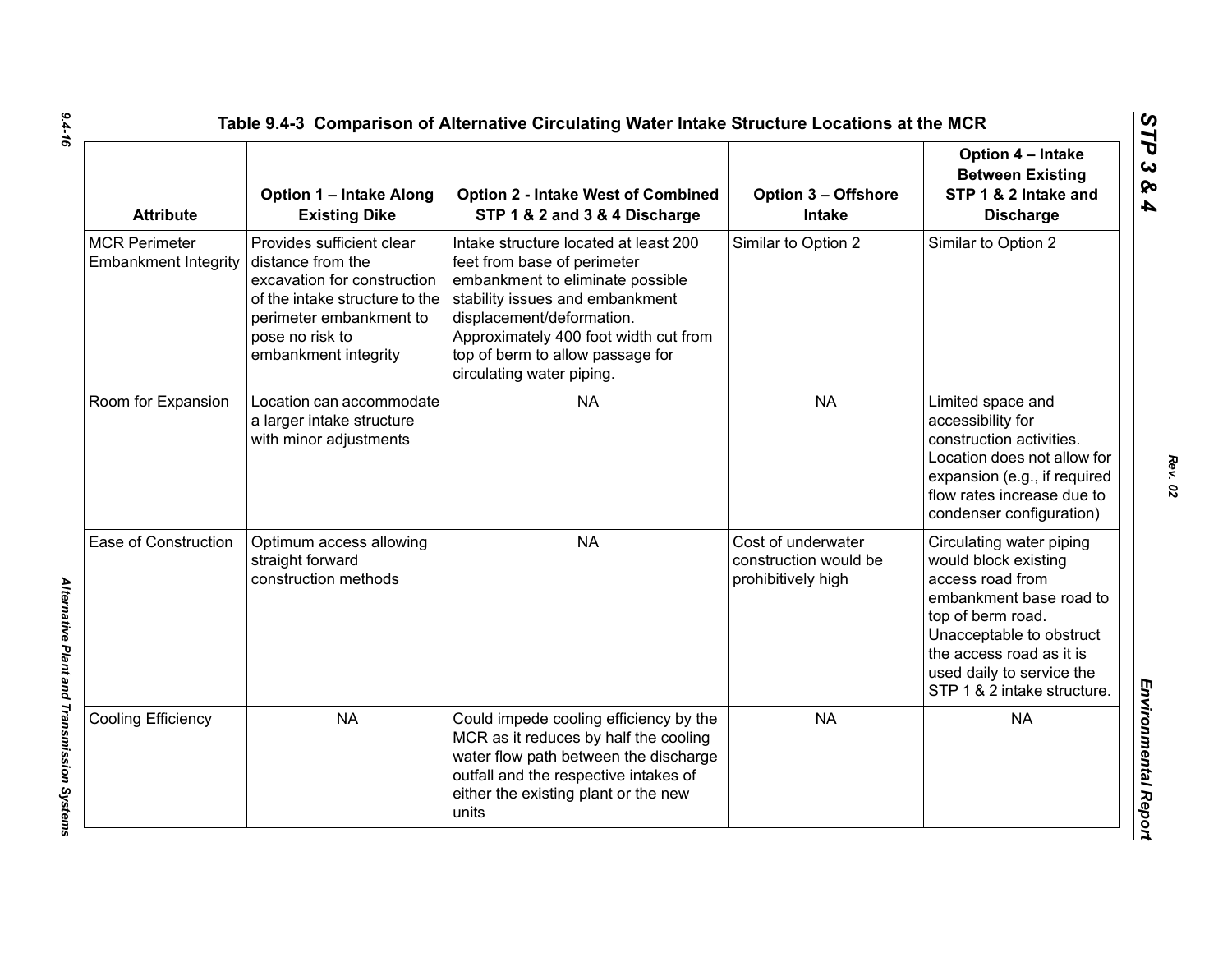### Table 9.4-3 Comparison of Alternative Circulating Water Intake Structure Locations at the MCR

| Attribute | Option 1 – Intake Along Existing Dike | Option 2 - Intake West of Combined STP 1 & 2 and 3 & 4 Discharge | Option 3 – Offshore Intake | Option 4 – Intake Between Existing STP 1 & 2 Intake and Discharge |
|---|---|---|---|---|
| MCR Perimeter Embankment Integrity | Provides sufficient clear distance from the excavation for construction of the intake structure to the perimeter embankment to pose no risk to embankment integrity | Intake structure located at least 200 feet from base of perimeter embankment to eliminate possible stability issues and embankment displacement/deformation. Approximately 400 foot width cut from top of berm to allow passage for circulating water piping. | Similar to Option 2 | Similar to Option 2 |
| Room for Expansion | Location can accommodate a larger intake structure with minor adjustments | NA | NA | Limited space and accessibility for construction activities. Location does not allow for expansion (e.g., if required flow rates increase due to condenser configuration) |
| Ease of Construction | Optimum access allowing straight forward construction methods | NA | Cost of underwater construction would be prohibitively high | Circulating water piping would block existing access road from embankment base road to top of berm road. Unacceptable to obstruct the access road as it is used daily to service the STP 1 & 2 intake structure. |
| Cooling Efficiency | NA | Could impede cooling efficiency by the MCR as it reduces by half the cooling water flow path between the discharge outfall and the respective intakes of either the existing plant or the new units | NA | NA |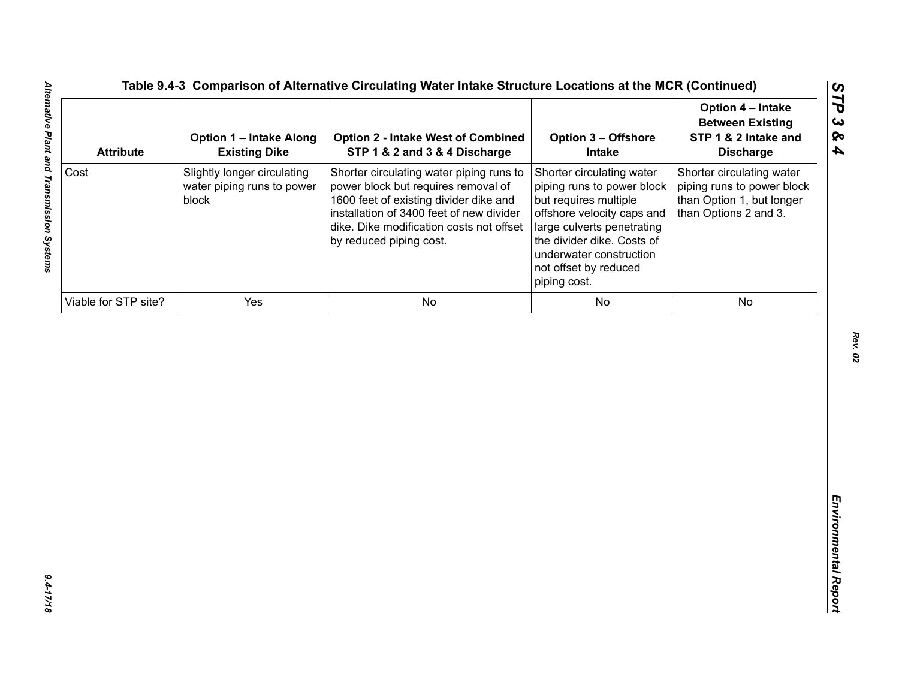## Table 9.4-3 Comparison of Alternative Circulating Water Intake Structure Locations at the MCR (Continued)

| Attribute | Option 1 – Intake Along Existing Dike | Option 2 - Intake West of Combined STP 1 & 2 and 3 & 4 Discharge | Option 3 – Offshore Intake | Option 4 – Intake Between Existing STP 1 & 2 Intake and Discharge |
|---|---|---|---|---|
| Cost | Slightly longer circulating water piping runs to power block | Shorter circulating water piping runs to power block but requires removal of 1600 feet of existing divider dike and installation of 3400 feet of new divider dike. Dike modification costs not offset by reduced piping cost. | Shorter circulating water piping runs to power block but requires multiple offshore velocity caps and large culverts penetrating the divider dike. Costs of underwater construction not offset by reduced piping cost. | Shorter circulating water piping runs to power block than Option 1, but longer than Options 2 and 3. |
| Viable for STP site? | Yes | No | No | No |